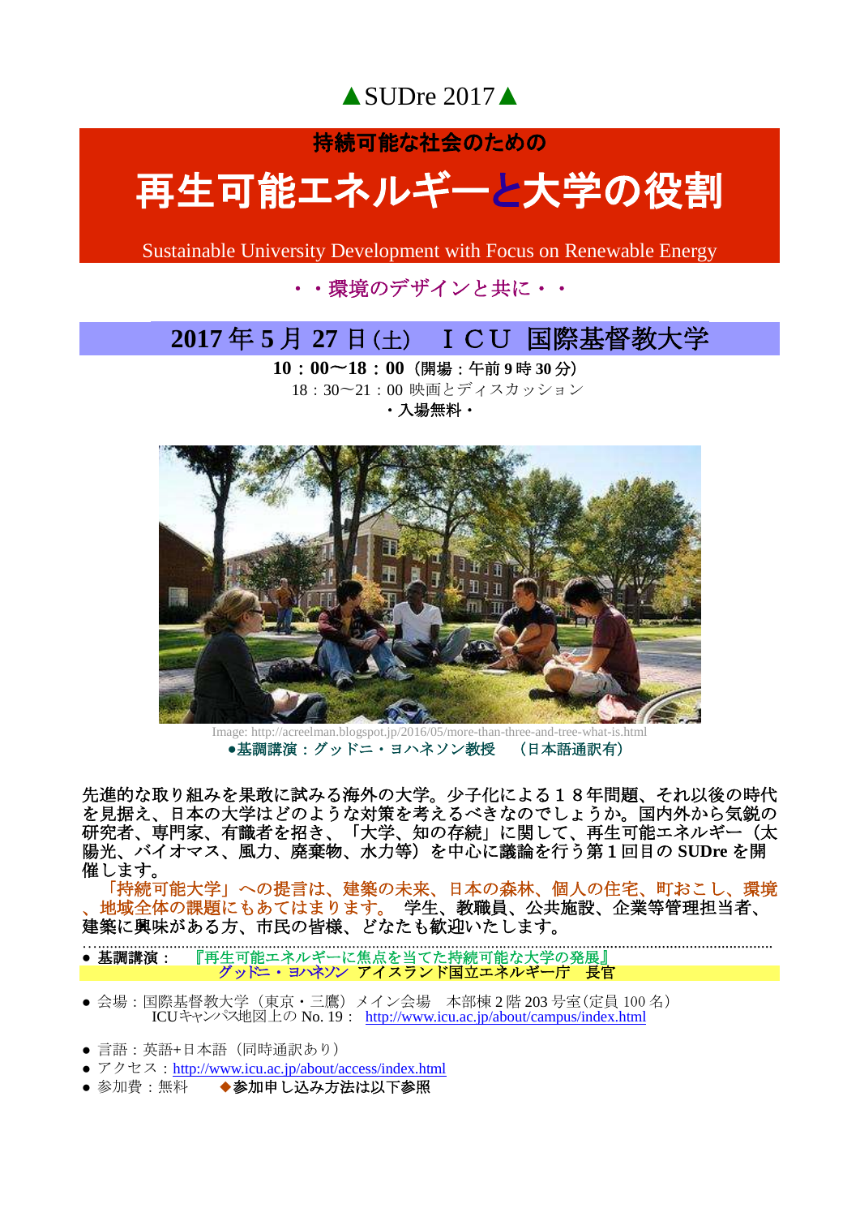▲SUDre 2017▲

**持続可能な社会のための**

# 再生可能エネルギーと大学の役割

Sustainable University Development with Focus on Renewable Energy

・・環境のデザインと共に・・

## 2017 年 5 月 27 日(土)　ＩＣＵ 国際基督教大学

**10：00〜18：00（開場：午前 9 時 30 分）**

18：30〜21：00 映画とディスカッション

**・入場無料・**

Image: http://acreelman.blogspot.jp/2016/05/more-than-three-and-tree-what-is.html

**●基調講演：グッドニ・ヨハネソン教授　（日本語通訳有）**

先進的な取り組みを果敢に試みる海外の大学。少子化による１８年問題、それ以後の時代を見据え、日本の大学はどのような対策を考えるべきなのでしょうか。国内外から気鋭の研究者、専門家、有識者を招き、「大学、知の存続」に関して、再生可能エネルギー（太陽光、バイオマス、風力、廃棄物、水力等）を中心に議論を行う第１回目の **SUDre** を開催します。

「持続可能大学」への提言は、建築の未来、日本の森林、個人の住宅、町おこし、環境、地域全体の課題にもあてはまります。 学生、教職員、公共施設、企業等管理担当者、建築に興味がある方、市民の皆様、どなたも歓迎いたします。

- **基調講演：**　『再生可能エネルギーに焦点を当てた持続可能な大学の発展』
  グッドニ・ヨハネソン アイスランド国立エネルギー庁　長官

- 会場：国際基督教大学（東京・三鷹）メイン会場　本部棟 2 階 203 号室（定員 100 名）
  ICUキャンパス地図上の No. 19： http://www.icu.ac.jp/about/campus/index.html

- 言語：英語+日本語（同時通訳あり）
- アクセス：http://www.icu.ac.jp/about/access/index.html
- 参加費：無料　　◆参加申し込み方法は以下参照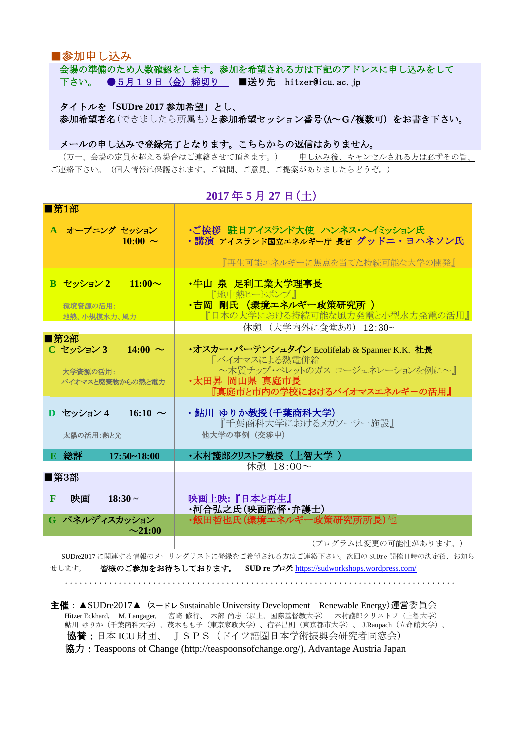## ■参加申し込み

会場の準備のため人数確認をします。参加を希望される方は下記のアドレスに申し込みをして下さい。　●5月19日（金）締切り　■送り先　hitzer@icu.ac.jp

タイトルを「SUDre 2017 参加希望」とし、
参加希望者名（できましたら所属も）と参加希望セッション番号(A～G/複数可) をお書き下さい。

メールの申し込みで登録完了となります。こちらからの返信はありません。

（万一、会場の定員を超える場合はご連絡させて頂きます。）　申し込み後、キャンセルされる方は必ずその旨、ご連絡下さい。（個人情報は保護されます。ご質問、ご意見、ご提案がありましたらどうぞ。）

### 2017 年 5 月 27 日(土)

| | |
|---|---|
| **■第1部** | |
| **A　オープニング セッション　10:00 ～** | ・ご挨拶　駐日アイスランド大使　ハンネス・ヘイミッション氏<br>・講演　アイスランド国立エネルギー庁 長官　グッドニ・ヨハネソン氏<br>『再生可能エネルギーに焦点を当てた持続可能な大学の開発』 |
| **B　セッション 2　11:00～**<br>環境資源の活用:<br>地熱、小規模水力、風力 | ・牛山 泉　足利工業大学理事長<br>『地中熱ヒートポンプ』<br>・吉岡 剛氏（環境エネルギー政策研究所 ）<br>『日本の大学における持続可能な風力発電と小型水力発電の活用』 |
| | 休憩 （大学内外に食堂あり） 12:30～ |
| **■第2部** | |
| **C　セッション 3　14:00 ～**<br>大学資源の活用:<br>バイオマスと廃棄物からの熱と電力 | ・オスカー・バーテンシュタイン Ecolifelab & Spanner K.K. 社長<br>『バイオマスによる熱電併給<br>～木質チップ・ペレットのガス コージェネレーションを例に～』<br>・太田昇　岡山県 真庭市長<br>『真庭市と市内の学校におけるバイオマスエネルギーの活用』 |
| **D　セッション 4　16:10 ～**<br>太陽の活用:熱と光 | ・鮎川 ゆりか教授(千葉商科大学)<br>『千葉商科大学におけるメガソーラー施設』<br>他大学の事例（交渉中） |
| **E　総評　17:50~18:00** | ・木村護郎クリストフ教授（上智大学 ） |
| | 休憩　18:00～ |
| **■第3部** | |
| **F　映画　18:30～** | 映画上映:『日本と再生』<br>・河合弘之氏(映画監督・弁護士) |
| **G　パネルディスカッション　～21:00** | ・飯田哲也氏(環境エネルギー政策研究所所長)他 |

（プログラムは変更の可能性があります。）

SUDre2017 に関連する情報のメーリングリストに登録をご希望される方はご連絡下さい。次回の SUDre 開催日時の決定後、お知らせします。　**皆様のご参加をお待ちしております。**　**SUD re ブログ:** https://sudworkshops.wordpress.com/

. . . . . . . . . . . . . . . . . . . . . . . . . . . . . . . . . . . . . . . . . . . . . . . . . . . . . . . . . . . . . . . . . . . . . . . . . . . .

**主催**：▲SUDre2017▲ (スードレ Sustainable University Development　Renewable Energy)**運営**委員会
Hitzer Eckhard,　M. Langager,　宮崎 修行、 木部 尚志（以上、国際基督教大学）　木村護郎クリストフ（上智大学）
鮎川 ゆりか（千葉商科大学）、茂木もも子（東京家政大学）、宿谷昌則（東京都市大学）、J.Raupach（立命館大学）、
**協賛：**日本 ICU 財団、 ＪＳＰＳ（ドイツ語圏日本学術振興会研究者同窓会）
**協力：**Teaspoons of Change (http://teaspoonsofchange.org/), Advantage Austria Japan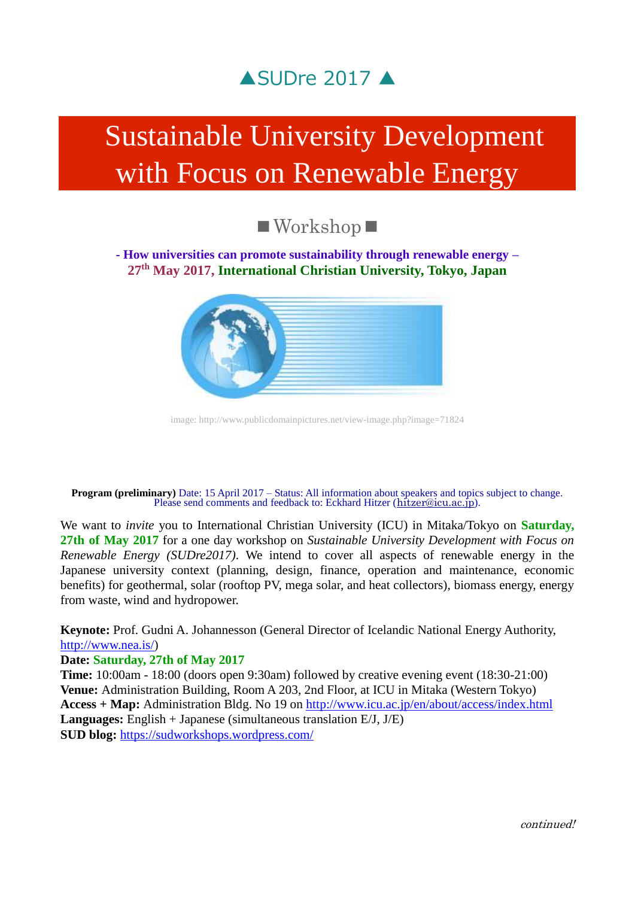▲SUDre 2017 ▲

# Sustainable University Development with Focus on Renewable Energy

## ■ Workshop ■

**- How universities can promote sustainability through renewable energy –**
**27th May 2017, International Christian University, Tokyo, Japan**

image: http://www.publicdomainpictures.net/view-image.php?image=71824

**Program (preliminary)** Date: 15 April 2017 – Status: All information about speakers and topics subject to change. Please send comments and feedback to: Eckhard Hitzer (hitzer@icu.ac.jp).

We want to *invite* you to International Christian University (ICU) in Mitaka/Tokyo on **Saturday, 27th of May 2017** for a one day workshop on *Sustainable University Development with Focus on Renewable Energy (SUDre2017)*. We intend to cover all aspects of renewable energy in the Japanese university context (planning, design, finance, operation and maintenance, economic benefits) for geothermal, solar (rooftop PV, mega solar, and heat collectors), biomass energy, energy from waste, wind and hydropower.

**Keynote:** Prof. Gudni A. Johannesson (General Director of Icelandic National Energy Authority, http://www.nea.is/)
**Date: Saturday, 27th of May 2017**
**Time:** 10:00am - 18:00 (doors open 9:30am) followed by creative evening event (18:30-21:00)
**Venue:** Administration Building, Room A 203, 2nd Floor, at ICU in Mitaka (Western Tokyo)
**Access + Map:** Administration Bldg. No 19 on http://www.icu.ac.jp/en/about/access/index.html
**Languages:** English + Japanese (simultaneous translation E/J, J/E)
**SUD blog:** https://sudworkshops.wordpress.com/

*continued!*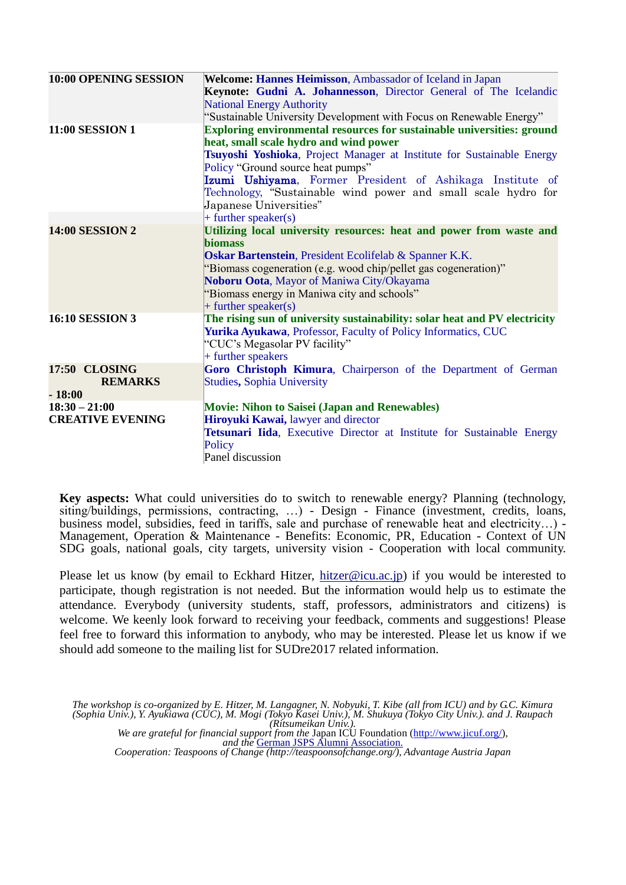| | |
|---|---|
| **10:00 OPENING SESSION** | **Welcome: Hannes Heimisson**, Ambassador of Iceland in Japan<br>**Keynote: Gudni A. Johannesson**, Director General of The Icelandic National Energy Authority<br>"Sustainable University Development with Focus on Renewable Energy" |
| **11:00 SESSION 1** | **Exploring environmental resources for sustainable universities: ground heat, small scale hydro and wind power**<br>**Tsuyoshi Yoshioka**, Project Manager at Institute for Sustainable Energy Policy "Ground source heat pumps"<br>**Izumi Ushiyama**, Former President of Ashikaga Institute of Technology, "Sustainable wind power and small scale hydro for Japanese Universities"<br>+ further speaker(s) |
| **14:00 SESSION 2** | **Utilizing local university resources: heat and power from waste and biomass**<br>**Oskar Bartenstein**, President Ecolifelab & Spanner K.K.<br>"Biomass cogeneration (e.g. wood chip/pellet gas cogeneration)"<br>**Noboru Oota**, Mayor of Maniwa City/Okayama<br>"Biomass energy in Maniwa city and schools"<br>+ further speaker(s) |
| **16:10 SESSION 3** | **The rising sun of university sustainability: solar heat and PV electricity**<br>**Yurika Ayukawa**, Professor, Faculty of Policy Informatics, CUC<br>"CUC's Megasolar PV facility"<br>+ further speakers |
| **17:50 CLOSING REMARKS - 18:00** | **Goro Christoph Kimura**, Chairperson of the Department of German Studies, Sophia University |
| **18:30 – 21:00 CREATIVE EVENING** | **Movie: Nihon to Saisei (Japan and Renewables)**<br>**Hiroyuki Kawai,** lawyer and director<br>**Tetsunari Iida**, Executive Director at Institute for Sustainable Energy Policy<br>Panel discussion |

**Key aspects:** What could universities do to switch to renewable energy? Planning (technology, siting/buildings, permissions, contracting, …) - Design - Finance (investment, credits, loans, business model, subsidies, feed in tariffs, sale and purchase of renewable heat and electricity…) - Management, Operation & Maintenance - Benefits: Economic, PR, Education - Context of UN SDG goals, national goals, city targets, university vision - Cooperation with local community.

Please let us know (by email to Eckhard Hitzer, hitzer@icu.ac.jp) if you would be interested to participate, though registration is not needed. But the information would help us to estimate the attendance. Everybody (university students, staff, professors, administrators and citizens) is welcome. We keenly look forward to receiving your feedback, comments and suggestions! Please feel free to forward this information to anybody, who may be interested. Please let us know if we should add someone to the mailing list for SUDre2017 related information.

*The workshop is co-organized by E. Hitzer, M. Langagner, N. Nobyuki, T. Kibe (all from ICU) and by G.C. Kimura (Sophia Univ.), Y. Ayukiawa (CUC), M. Mogi (Tokyo Kasei Univ.), M. Shukuya (Tokyo City Univ.). and J. Raupach (Ritsumeikan Univ.).*

*We are grateful for financial support from the* Japan ICU Foundation (http://www.jicuf.org/), *and the* German JSPS Alumni Association.

*Cooperation: Teaspoons of Change (http://teaspoonsofchange.org/), Advantage Austria Japan*